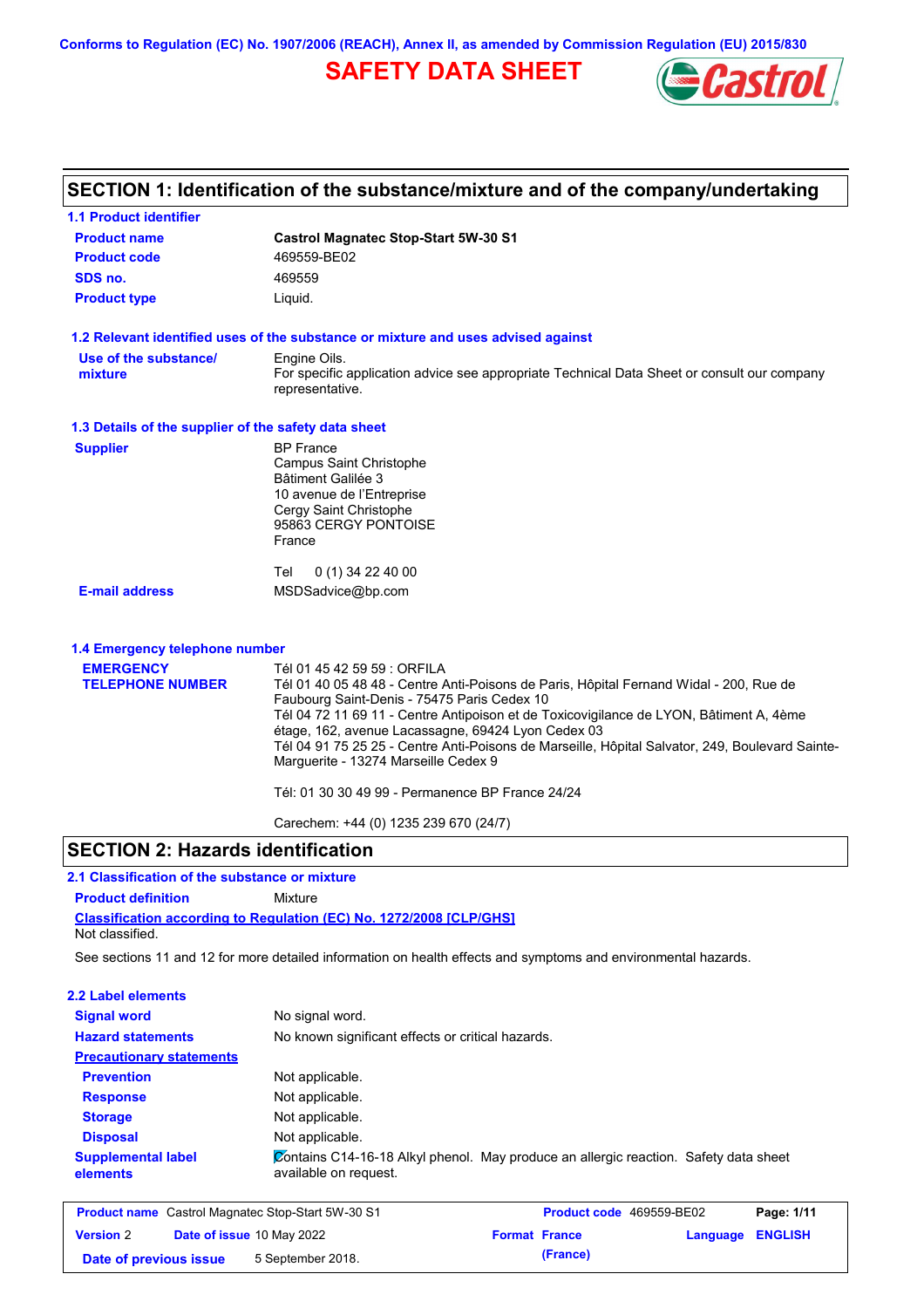Conforms to Regulation (EC) No. 1907/2006 (REACH), Annex II, as amended by Commission Regulation (EU) 2015/830

# SAFETY DATA SHEET

## SECTION 1: Identification of the substance/mixture and of the company/undertaking

### 1.1 Product identifier

| | |
|---|---|
| **Product name** | **Castrol Magnatec Stop-Start 5W-30 S1** |
| **Product code** | 469559-BE02 |
| **SDS no.** | 469559 |
| **Product type** | Liquid. |

### 1.2 Relevant identified uses of the substance or mixture and uses advised against

| | |
|---|---|
| **Use of the substance/ mixture** | Engine Oils. For specific application advice see appropriate Technical Data Sheet or consult our company representative. |

### 1.3 Details of the supplier of the safety data sheet

| | |
|---|---|
| **Supplier** | BP France<br>Campus Saint Christophe<br>Bâtiment Galilée 3<br>10 avenue de l'Entreprise<br>Cergy Saint Christophe<br>95863 CERGY PONTOISE<br>France<br><br>Tel 0 (1) 34 22 40 00 |
| **E-mail address** | MSDSadvice@bp.com |

### 1.4 Emergency telephone number

**EMERGENCY TELEPHONE NUMBER**

Tél 01 45 42 59 59 : ORFILA
Tél 01 40 05 48 48 - Centre Anti-Poisons de Paris, Hôpital Fernand Widal - 200, Rue de Faubourg Saint-Denis - 75475 Paris Cedex 10
Tél 04 72 11 69 11 - Centre Antipoison et de Toxicovigilance de LYON, Bâtiment A, 4ème étage, 162, avenue Lacassagne, 69424 Lyon Cedex 03
Tél 04 91 75 25 25 - Centre Anti-Poisons de Marseille, Hôpital Salvator, 249, Boulevard Sainte-Marguerite - 13274 Marseille Cedex 9

Tél: 01 30 30 49 99 - Permanence BP France 24/24

Carechem: +44 (0) 1235 239 670 (24/7)

## SECTION 2: Hazards identification

### 2.1 Classification of the substance or mixture

**Product definition** Mixture

**Classification according to Regulation (EC) No. 1272/2008 [CLP/GHS]**

Not classified.

See sections 11 and 12 for more detailed information on health effects and symptoms and environmental hazards.

### 2.2 Label elements

| | |
|---|---|
| **Signal word** | No signal word. |
| **Hazard statements** | No known significant effects or critical hazards. |
| **Precautionary statements** | |
| **Prevention** | Not applicable. |
| **Response** | Not applicable. |
| **Storage** | Not applicable. |
| **Disposal** | Not applicable. |
| **Supplemental label elements** | Contains C14-16-18 Alkyl phenol. May produce an allergic reaction. Safety data sheet available on request. |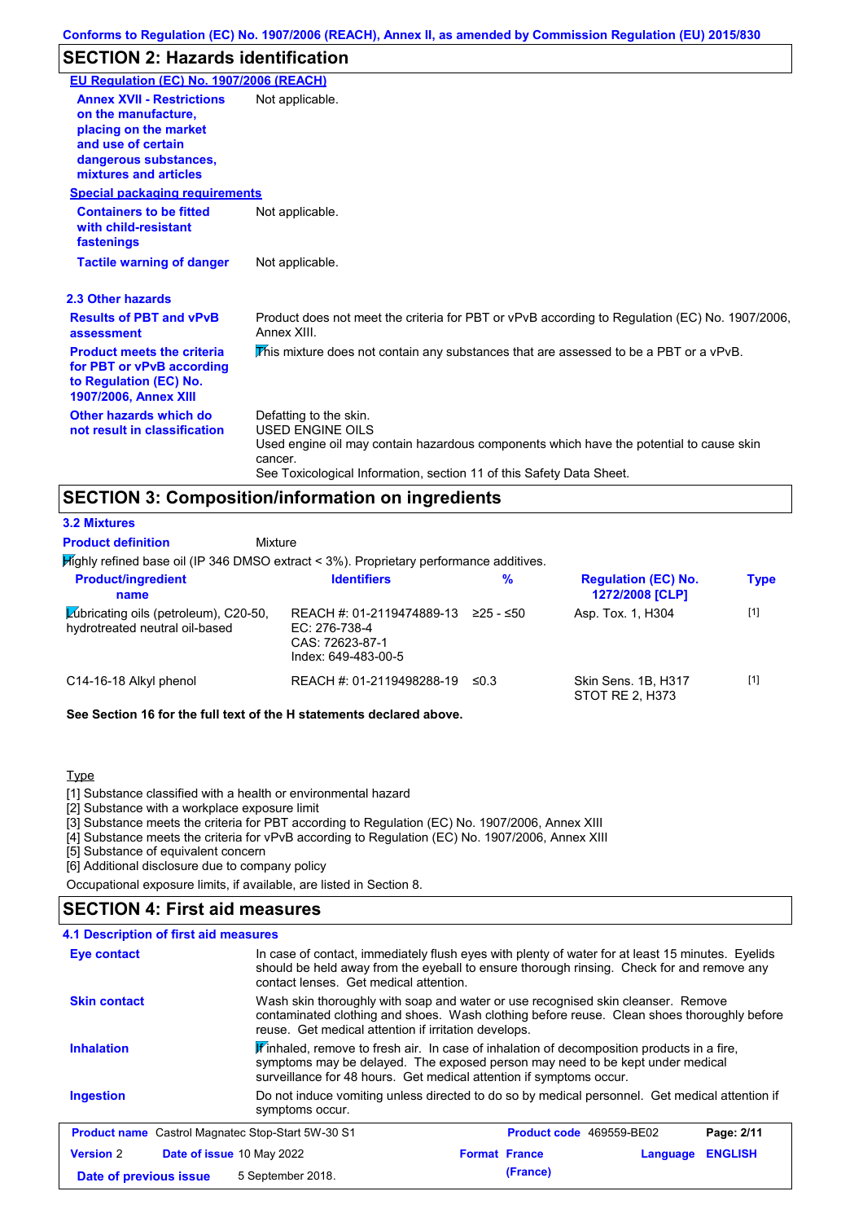## SECTION 2: Hazards identification

**EU Regulation (EC) No. 1907/2006 (REACH)**

**Annex XVII - Restrictions on the manufacture, placing on the market and use of certain dangerous substances, mixtures and articles**: Not applicable.

**Special packaging requirements**

**Containers to be fitted with child-resistant fastenings**: Not applicable.

**Tactile warning of danger**: Not applicable.

### 2.3 Other hazards

**Results of PBT and vPvB assessment**: Product does not meet the criteria for PBT or vPvB according to Regulation (EC) No. 1907/2006, Annex XIII.

**Product meets the criteria for PBT or vPvB according to Regulation (EC) No. 1907/2006, Annex XIII**: This mixture does not contain any substances that are assessed to be a PBT or a vPvB.

**Other hazards which do not result in classification**: Defatting to the skin.
USED ENGINE OILS
Used engine oil may contain hazardous components which have the potential to cause skin cancer.
See Toxicological Information, section 11 of this Safety Data Sheet.

## SECTION 3: Composition/information on ingredients

### 3.2 Mixtures

**Product definition**: Mixture

Highly refined base oil (IP 346 DMSO extract < 3%). Proprietary performance additives.

| Product/ingredient name | Identifiers | % | Regulation (EC) No. 1272/2008 [CLP] | Type |
|---|---|---|---|---|
| Lubricating oils (petroleum), C20-50, hydrotreated neutral oil-based | REACH #: 01-2119474889-13<br>EC: 276-738-4<br>CAS: 72623-87-1<br>Index: 649-483-00-5 | ≥25 - ≤50 | Asp. Tox. 1, H304 | [1] |
| C14-16-18 Alkyl phenol | REACH #: 01-2119498288-19 | ≤0.3 | Skin Sens. 1B, H317<br>STOT RE 2, H373 | [1] |

**See Section 16 for the full text of the H statements declared above.**

Type

[1] Substance classified with a health or environmental hazard
[2] Substance with a workplace exposure limit
[3] Substance meets the criteria for PBT according to Regulation (EC) No. 1907/2006, Annex XIII
[4] Substance meets the criteria for vPvB according to Regulation (EC) No. 1907/2006, Annex XIII
[5] Substance of equivalent concern
[6] Additional disclosure due to company policy

Occupational exposure limits, if available, are listed in Section 8.

## SECTION 4: First aid measures

### 4.1 Description of first aid measures

**Eye contact**: In case of contact, immediately flush eyes with plenty of water for at least 15 minutes. Eyelids should be held away from the eyeball to ensure thorough rinsing. Check for and remove any contact lenses. Get medical attention.

**Skin contact**: Wash skin thoroughly with soap and water or use recognised skin cleanser. Remove contaminated clothing and shoes. Wash clothing before reuse. Clean shoes thoroughly before reuse. Get medical attention if irritation develops.

**Inhalation**: If inhaled, remove to fresh air. In case of inhalation of decomposition products in a fire, symptoms may be delayed. The exposed person may need to be kept under medical surveillance for 48 hours. Get medical attention if symptoms occur.

**Ingestion**: Do not induce vomiting unless directed to do so by medical personnel. Get medical attention if symptoms occur.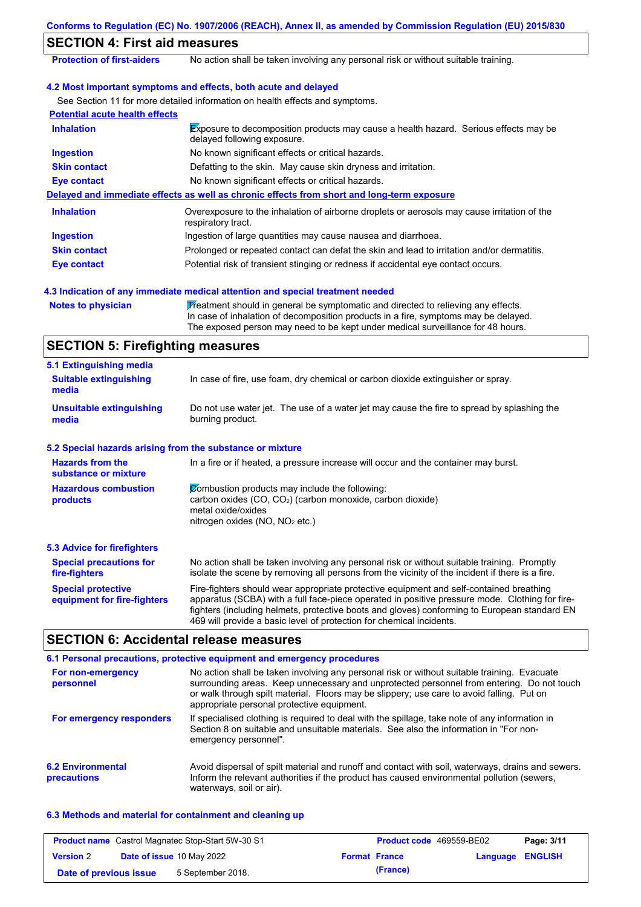## SECTION 4: First aid measures

| | |
|---|---|
| **Protection of first-aiders** | No action shall be taken involving any personal risk or without suitable training. |

### 4.2 Most important symptoms and effects, both acute and delayed

See Section 11 for more detailed information on health effects and symptoms.

**Potential acute health effects**

| | |
|---|---|
| **Inhalation** | Exposure to decomposition products may cause a health hazard. Serious effects may be delayed following exposure. |
| **Ingestion** | No known significant effects or critical hazards. |
| **Skin contact** | Defatting to the skin. May cause skin dryness and irritation. |
| **Eye contact** | No known significant effects or critical hazards. |

**Delayed and immediate effects as well as chronic effects from short and long-term exposure**

| | |
|---|---|
| **Inhalation** | Overexposure to the inhalation of airborne droplets or aerosols may cause irritation of the respiratory tract. |
| **Ingestion** | Ingestion of large quantities may cause nausea and diarrhoea. |
| **Skin contact** | Prolonged or repeated contact can defat the skin and lead to irritation and/or dermatitis. |
| **Eye contact** | Potential risk of transient stinging or redness if accidental eye contact occurs. |

### 4.3 Indication of any immediate medical attention and special treatment needed

| | |
|---|---|
| **Notes to physician** | Treatment should in general be symptomatic and directed to relieving any effects. In case of inhalation of decomposition products in a fire, symptoms may be delayed. The exposed person may need to be kept under medical surveillance for 48 hours. |

## SECTION 5: Firefighting measures

### 5.1 Extinguishing media

| | |
|---|---|
| **Suitable extinguishing media** | In case of fire, use foam, dry chemical or carbon dioxide extinguisher or spray. |
| **Unsuitable extinguishing media** | Do not use water jet. The use of a water jet may cause the fire to spread by splashing the burning product. |

### 5.2 Special hazards arising from the substance or mixture

| | |
|---|---|
| **Hazards from the substance or mixture** | In a fire or if heated, a pressure increase will occur and the container may burst. |
| **Hazardous combustion products** | Combustion products may include the following:<br>carbon oxides ($CO$, $CO_2$) (carbon monoxide, carbon dioxide)<br>metal oxide/oxides<br>nitrogen oxides ($NO$, $NO_2$ etc.) |

### 5.3 Advice for firefighters

| | |
|---|---|
| **Special precautions for fire-fighters** | No action shall be taken involving any personal risk or without suitable training. Promptly isolate the scene by removing all persons from the vicinity of the incident if there is a fire. |
| **Special protective equipment for fire-fighters** | Fire-fighters should wear appropriate protective equipment and self-contained breathing apparatus (SCBA) with a full face-piece operated in positive pressure mode. Clothing for fire-fighters (including helmets, protective boots and gloves) conforming to European standard EN 469 will provide a basic level of protection for chemical incidents. |

## SECTION 6: Accidental release measures

### 6.1 Personal precautions, protective equipment and emergency procedures

| | |
|---|---|
| **For non-emergency personnel** | No action shall be taken involving any personal risk or without suitable training. Evacuate surrounding areas. Keep unnecessary and unprotected personnel from entering. Do not touch or walk through spilt material. Floors may be slippery; use care to avoid falling. Put on appropriate personal protective equipment. |
| **For emergency responders** | If specialised clothing is required to deal with the spillage, take note of any information in Section 8 on suitable and unsuitable materials. See also the information in "For non-emergency personnel". |

| | |
|---|---|
| **6.2 Environmental precautions** | Avoid dispersal of spilt material and runoff and contact with soil, waterways, drains and sewers. Inform the relevant authorities if the product has caused environmental pollution (sewers, waterways, soil or air). |

### 6.3 Methods and material for containment and cleaning up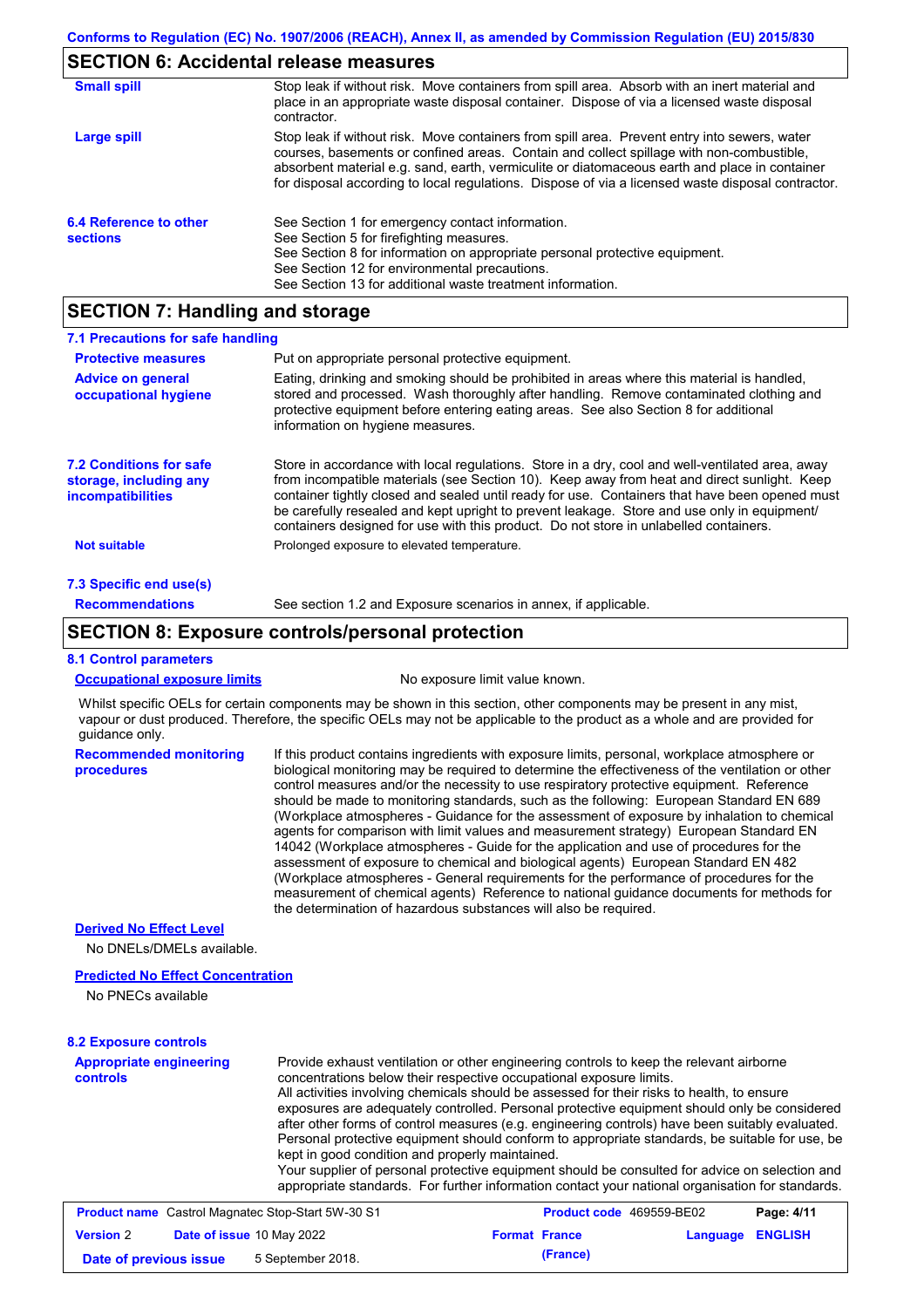## SECTION 6: Accidental release measures

| | |
|---|---|
| **Small spill** | Stop leak if without risk. Move containers from spill area. Absorb with an inert material and place in an appropriate waste disposal container. Dispose of via a licensed waste disposal contractor. |
| **Large spill** | Stop leak if without risk. Move containers from spill area. Prevent entry into sewers, water courses, basements or confined areas. Contain and collect spillage with non-combustible, absorbent material e.g. sand, earth, vermiculite or diatomaceous earth and place in container for disposal according to local regulations. Dispose of via a licensed waste disposal contractor. |

**6.4 Reference to other sections**

See Section 1 for emergency contact information.
See Section 5 for firefighting measures.
See Section 8 for information on appropriate personal protective equipment.
See Section 12 for environmental precautions.
See Section 13 for additional waste treatment information.

## SECTION 7: Handling and storage

### 7.1 Precautions for safe handling

| | |
|---|---|
| **Protective measures** | Put on appropriate personal protective equipment. |
| **Advice on general occupational hygiene** | Eating, drinking and smoking should be prohibited in areas where this material is handled, stored and processed. Wash thoroughly after handling. Remove contaminated clothing and protective equipment before entering eating areas. See also Section 8 for additional information on hygiene measures. |

**7.2 Conditions for safe storage, including any incompatibilities**

Store in accordance with local regulations. Store in a dry, cool and well-ventilated area, away from incompatible materials (see Section 10). Keep away from heat and direct sunlight. Keep container tightly closed and sealed until ready for use. Containers that have been opened must be carefully resealed and kept upright to prevent leakage. Store and use only in equipment/ containers designed for use with this product. Do not store in unlabelled containers.

**Not suitable**: Prolonged exposure to elevated temperature.

### 7.3 Specific end use(s)

**Recommendations**: See section 1.2 and Exposure scenarios in annex, if applicable.

## SECTION 8: Exposure controls/personal protection

### 8.1 Control parameters

**Occupational exposure limits**: No exposure limit value known.

Whilst specific OELs for certain components may be shown in this section, other components may be present in any mist, vapour or dust produced. Therefore, the specific OELs may not be applicable to the product as a whole and are provided for guidance only.

**Recommended monitoring procedures**: If this product contains ingredients with exposure limits, personal, workplace atmosphere or biological monitoring may be required to determine the effectiveness of the ventilation or other control measures and/or the necessity to use respiratory protective equipment. Reference should be made to monitoring standards, such as the following: European Standard EN 689 (Workplace atmospheres - Guidance for the assessment of exposure by inhalation to chemical agents for comparison with limit values and measurement strategy) European Standard EN 14042 (Workplace atmospheres - Guide for the application and use of procedures for the assessment of exposure to chemical and biological agents) European Standard EN 482 (Workplace atmospheres - General requirements for the performance of procedures for the measurement of chemical agents) Reference to national guidance documents for methods for the determination of hazardous substances will also be required.

**Derived No Effect Level**

No DNELs/DMELs available.

**Predicted No Effect Concentration**

No PNECs available

### 8.2 Exposure controls

**Appropriate engineering controls**: Provide exhaust ventilation or other engineering controls to keep the relevant airborne concentrations below their respective occupational exposure limits.
All activities involving chemicals should be assessed for their risks to health, to ensure exposures are adequately controlled. Personal protective equipment should only be considered after other forms of control measures (e.g. engineering controls) have been suitably evaluated. Personal protective equipment should conform to appropriate standards, be suitable for use, be kept in good condition and properly maintained.
Your supplier of personal protective equipment should be consulted for advice on selection and appropriate standards. For further information contact your national organisation for standards.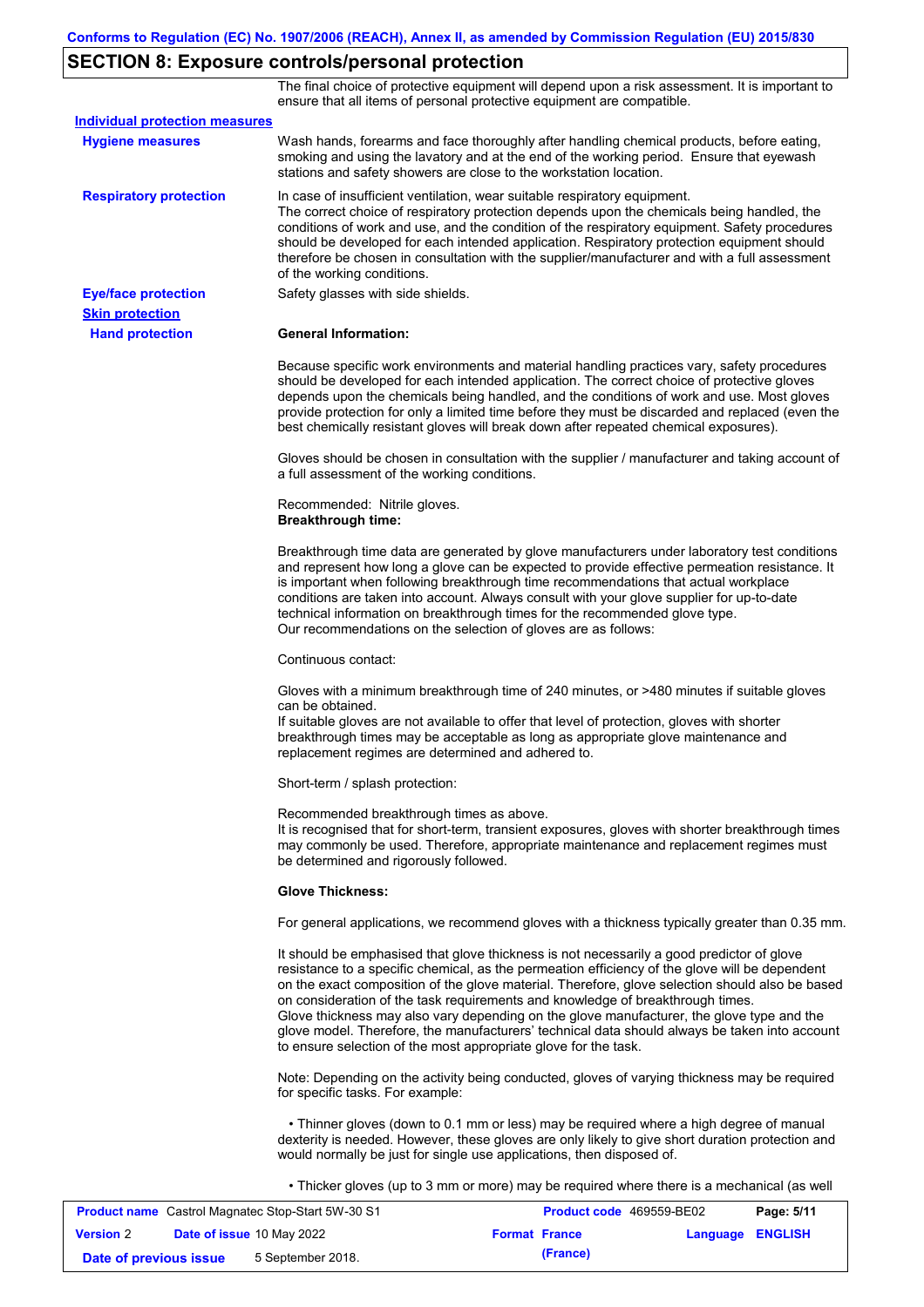## SECTION 8: Exposure controls/personal protection

The final choice of protective equipment will depend upon a risk assessment. It is important to ensure that all items of personal protective equipment are compatible.

**Individual protection measures**

**Hygiene measures**

Wash hands, forearms and face thoroughly after handling chemical products, before eating, smoking and using the lavatory and at the end of the working period. Ensure that eyewash stations and safety showers are close to the workstation location.

**Respiratory protection**

In case of insufficient ventilation, wear suitable respiratory equipment.
The correct choice of respiratory protection depends upon the chemicals being handled, the conditions of work and use, and the condition of the respiratory equipment. Safety procedures should be developed for each intended application. Respiratory protection equipment should therefore be chosen in consultation with the supplier/manufacturer and with a full assessment of the working conditions.

**Eye/face protection**

Safety glasses with side shields.

**Skin protection**

**Hand protection**

**General Information:**

Because specific work environments and material handling practices vary, safety procedures should be developed for each intended application. The correct choice of protective gloves depends upon the chemicals being handled, and the conditions of work and use. Most gloves provide protection for only a limited time before they must be discarded and replaced (even the best chemically resistant gloves will break down after repeated chemical exposures).

Gloves should be chosen in consultation with the supplier / manufacturer and taking account of a full assessment of the working conditions.

Recommended: Nitrile gloves.
**Breakthrough time:**

Breakthrough time data are generated by glove manufacturers under laboratory test conditions and represent how long a glove can be expected to provide effective permeation resistance. It is important when following breakthrough time recommendations that actual workplace conditions are taken into account. Always consult with your glove supplier for up-to-date technical information on breakthrough times for the recommended glove type.
Our recommendations on the selection of gloves are as follows:

Continuous contact:

Gloves with a minimum breakthrough time of 240 minutes, or >480 minutes if suitable gloves can be obtained.
If suitable gloves are not available to offer that level of protection, gloves with shorter breakthrough times may be acceptable as long as appropriate glove maintenance and replacement regimes are determined and adhered to.

Short-term / splash protection:

Recommended breakthrough times as above.
It is recognised that for short-term, transient exposures, gloves with shorter breakthrough times may commonly be used. Therefore, appropriate maintenance and replacement regimes must be determined and rigorously followed.

**Glove Thickness:**

For general applications, we recommend gloves with a thickness typically greater than 0.35 mm.

It should be emphasised that glove thickness is not necessarily a good predictor of glove resistance to a specific chemical, as the permeation efficiency of the glove will be dependent on the exact composition of the glove material. Therefore, glove selection should also be based on consideration of the task requirements and knowledge of breakthrough times.
Glove thickness may also vary depending on the glove manufacturer, the glove type and the glove model. Therefore, the manufacturers' technical data should always be taken into account to ensure selection of the most appropriate glove for the task.

Note: Depending on the activity being conducted, gloves of varying thickness may be required for specific tasks. For example:

- Thinner gloves (down to 0.1 mm or less) may be required where a high degree of manual dexterity is needed. However, these gloves are only likely to give short duration protection and would normally be just for single use applications, then disposed of.

- Thicker gloves (up to 3 mm or more) may be required where there is a mechanical (as well

| **Product name** Castrol Magnatec Stop-Start 5W-30 S1 | **Product code** 469559-BE02 | **Page: 5/11** |
|---|---|---|
| **Version** 2 **Date of issue** 10 May 2022 | **Format France (France)** | **Language ENGLISH** |
| **Date of previous issue** 5 September 2018. | | |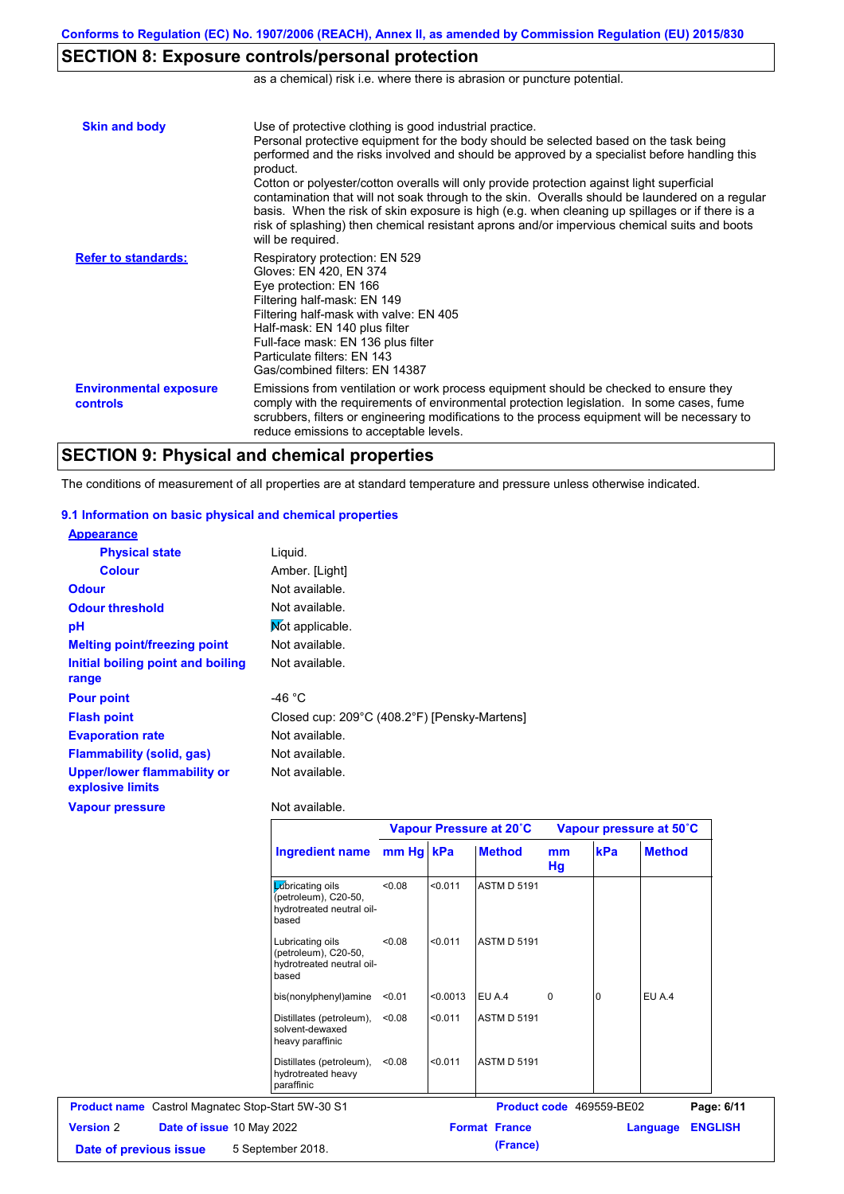## SECTION 8: Exposure controls/personal protection

as a chemical) risk i.e. where there is abrasion or puncture potential.

**Skin and body**

Use of protective clothing is good industrial practice.
Personal protective equipment for the body should be selected based on the task being performed and the risks involved and should be approved by a specialist before handling this product.
Cotton or polyester/cotton overalls will only provide protection against light superficial contamination that will not soak through to the skin. Overalls should be laundered on a regular basis. When the risk of skin exposure is high (e.g. when cleaning up spillages or if there is a risk of splashing) then chemical resistant aprons and/or impervious chemical suits and boots will be required.

**Refer to standards:**

Respiratory protection: EN 529
Gloves: EN 420, EN 374
Eye protection: EN 166
Filtering half-mask: EN 149
Filtering half-mask with valve: EN 405
Half-mask: EN 140 plus filter
Full-face mask: EN 136 plus filter
Particulate filters: EN 143
Gas/combined filters: EN 14387

**Environmental exposure controls**

Emissions from ventilation or work process equipment should be checked to ensure they comply with the requirements of environmental protection legislation. In some cases, fume scrubbers, filters or engineering modifications to the process equipment will be necessary to reduce emissions to acceptable levels.

## SECTION 9: Physical and chemical properties

The conditions of measurement of all properties are at standard temperature and pressure unless otherwise indicated.

### 9.1 Information on basic physical and chemical properties

**Appearance**

| | |
|---|---|
| **Physical state** | Liquid. |
| **Colour** | Amber. [Light] |
| **Odour** | Not available. |
| **Odour threshold** | Not available. |
| **pH** | Not applicable. |
| **Melting point/freezing point** | Not available. |
| **Initial boiling point and boiling range** | Not available. |
| **Pour point** | -46 °C |
| **Flash point** | Closed cup: 209°C (408.2°F) [Pensky-Martens] |
| **Evaporation rate** | Not available. |
| **Flammability (solid, gas)** | Not available. |
| **Upper/lower flammability or explosive limits** | Not available. |
| **Vapour pressure** | Not available. |

| Ingredient name | Vapour Pressure at 20˚C | | | Vapour pressure at 50˚C | | |
|---|---|---|---|---|---|---|
| | mm Hg | kPa | Method | mm Hg | kPa | Method |
| Lubricating oils (petroleum), C20-50, hydrotreated neutral oil-based | <0.08 | <0.011 | ASTM D 5191 | | | |
| Lubricating oils (petroleum), C20-50, hydrotreated neutral oil-based | <0.08 | <0.011 | ASTM D 5191 | | | |
| bis(nonylphenyl)amine | <0.01 | <0.0013 | EU A.4 | 0 | 0 | EU A.4 |
| Distillates (petroleum), solvent-dewaxed heavy paraffinic | <0.08 | <0.011 | ASTM D 5191 | | | |
| Distillates (petroleum), hydrotreated heavy paraffinic | <0.08 | <0.011 | ASTM D 5191 | | | |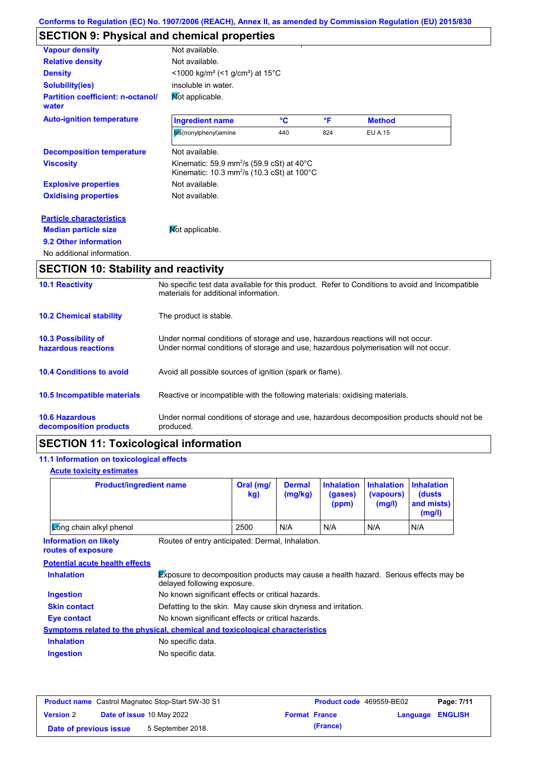Conforms to Regulation (EC) No. 1907/2006 (REACH), Annex II, as amended by Commission Regulation (EU) 2015/830

## SECTION 9: Physical and chemical properties

| | |
|---|---|
| **Vapour density** | Not available. |
| **Relative density** | Not available. |
| **Density** | <1000 kg/m³ (<1 g/cm³) at 15°C |
| **Solubility(ies)** | insoluble in water. |
| **Partition coefficient: n-octanol/ water** | Not applicable. |

**Auto-ignition temperature**

| Ingredient name | °C | °F | Method |
|---|---|---|---|
| bis(nonylphenyl)amine | 440 | 824 | EU A.15 |

| | |
|---|---|
| **Decomposition temperature** | Not available. |
| **Viscosity** | Kinematic: 59.9 mm²/s (59.9 cSt) at 40°C<br>Kinematic: 10.3 mm²/s (10.3 cSt) at 100°C |
| **Explosive properties** | Not available. |
| **Oxidising properties** | Not available. |

**Particle characteristics**

**Median particle size** Not applicable.

**9.2 Other information**

No additional information.

## SECTION 10: Stability and reactivity

**10.1 Reactivity**
No specific test data available for this product. Refer to Conditions to avoid and Incompatible materials for additional information.

**10.2 Chemical stability**
The product is stable.

**10.3 Possibility of hazardous reactions**
Under normal conditions of storage and use, hazardous reactions will not occur.
Under normal conditions of storage and use, hazardous polymerisation will not occur.

**10.4 Conditions to avoid**
Avoid all possible sources of ignition (spark or flame).

**10.5 Incompatible materials**
Reactive or incompatible with the following materials: oxidising materials.

**10.6 Hazardous decomposition products**
Under normal conditions of storage and use, hazardous decomposition products should not be produced.

## SECTION 11: Toxicological information

**11.1 Information on toxicological effects**

**Acute toxicity estimates**

| Product/ingredient name | Oral (mg/kg) | Dermal (mg/kg) | Inhalation (gases) (ppm) | Inhalation (vapours) (mg/l) | Inhalation (dusts and mists) (mg/l) |
|---|---|---|---|---|---|
| Long chain alkyl phenol | 2500 | N/A | N/A | N/A | N/A |

**Information on likely routes of exposure**
Routes of entry anticipated: Dermal, Inhalation.

**Potential acute health effects**

| | |
|---|---|
| **Inhalation** | Exposure to decomposition products may cause a health hazard. Serious effects may be delayed following exposure. |
| **Ingestion** | No known significant effects or critical hazards. |
| **Skin contact** | Defatting to the skin. May cause skin dryness and irritation. |
| **Eye contact** | No known significant effects or critical hazards. |

**Symptoms related to the physical, chemical and toxicological characteristics**

| | |
|---|---|
| **Inhalation** | No specific data. |
| **Ingestion** | No specific data. |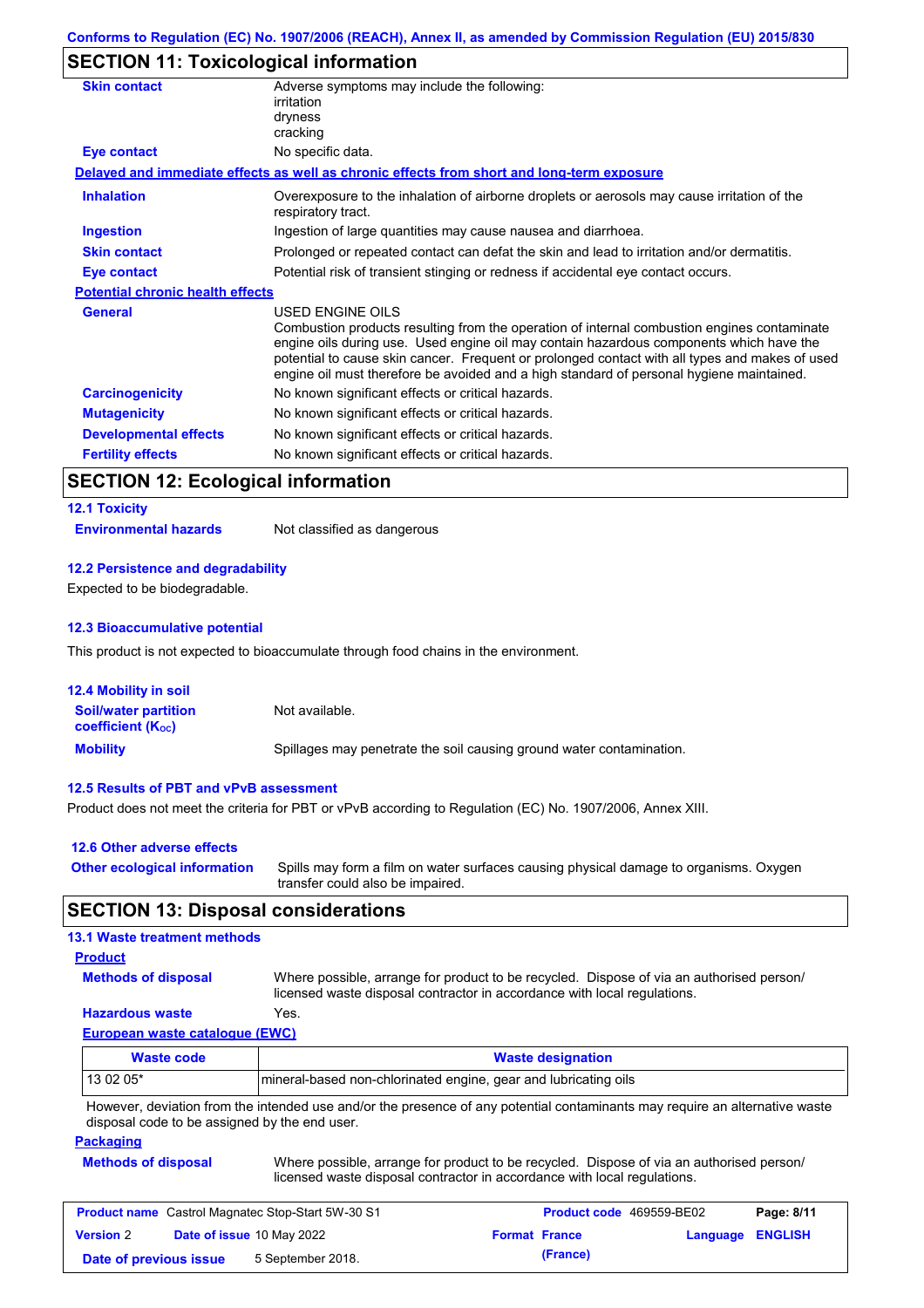## SECTION 11: Toxicological information

| | |
|---|---|
| **Skin contact** | Adverse symptoms may include the following:<br>irritation<br>dryness<br>cracking |
| **Eye contact** | No specific data. |

**Delayed and immediate effects as well as chronic effects from short and long-term exposure**

| | |
|---|---|
| **Inhalation** | Overexposure to the inhalation of airborne droplets or aerosols may cause irritation of the respiratory tract. |
| **Ingestion** | Ingestion of large quantities may cause nausea and diarrhoea. |
| **Skin contact** | Prolonged or repeated contact can defat the skin and lead to irritation and/or dermatitis. |
| **Eye contact** | Potential risk of transient stinging or redness if accidental eye contact occurs. |

**Potential chronic health effects**

| | |
|---|---|
| **General** | USED ENGINE OILS<br>Combustion products resulting from the operation of internal combustion engines contaminate engine oils during use. Used engine oil may contain hazardous components which have the potential to cause skin cancer. Frequent or prolonged contact with all types and makes of used engine oil must therefore be avoided and a high standard of personal hygiene maintained. |
| **Carcinogenicity** | No known significant effects or critical hazards. |
| **Mutagenicity** | No known significant effects or critical hazards. |
| **Developmental effects** | No known significant effects or critical hazards. |
| **Fertility effects** | No known significant effects or critical hazards. |

## SECTION 12: Ecological information

### 12.1 Toxicity

**Environmental hazards** Not classified as dangerous

### 12.2 Persistence and degradability

Expected to be biodegradable.

### 12.3 Bioaccumulative potential

This product is not expected to bioaccumulate through food chains in the environment.

### 12.4 Mobility in soil

| | |
|---|---|
| **Soil/water partition coefficient ($K_{OC}$)** | Not available. |
| **Mobility** | Spillages may penetrate the soil causing ground water contamination. |

### 12.5 Results of PBT and vPvB assessment

Product does not meet the criteria for PBT or vPvB according to Regulation (EC) No. 1907/2006, Annex XIII.

### 12.6 Other adverse effects

**Other ecological information** Spills may form a film on water surfaces causing physical damage to organisms. Oxygen transfer could also be impaired.

## SECTION 13: Disposal considerations

### 13.1 Waste treatment methods

**Product**

| | |
|---|---|
| **Methods of disposal** | Where possible, arrange for product to be recycled. Dispose of via an authorised person/ licensed waste disposal contractor in accordance with local regulations. |
| **Hazardous waste** | Yes. |

**European waste catalogue (EWC)**

| Waste code | Waste designation |
|---|---|
| 13 02 05* | mineral-based non-chlorinated engine, gear and lubricating oils |

However, deviation from the intended use and/or the presence of any potential contaminants may require an alternative waste disposal code to be assigned by the end user.

**Packaging**

**Methods of disposal** Where possible, arrange for product to be recycled. Dispose of via an authorised person/ licensed waste disposal contractor in accordance with local regulations.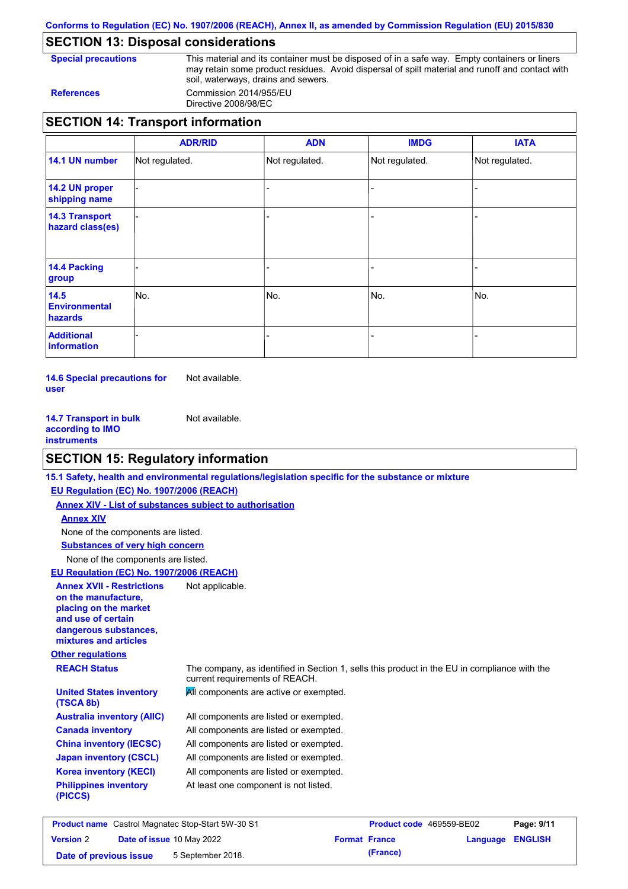Conforms to Regulation (EC) No. 1907/2006 (REACH), Annex II, as amended by Commission Regulation (EU) 2015/830

## SECTION 13: Disposal considerations

**Special precautions** This material and its container must be disposed of in a safe way. Empty containers or liners may retain some product residues. Avoid dispersal of spilt material and runoff and contact with soil, waterways, drains and sewers.

**References** Commission 2014/955/EU
Directive 2008/98/EC

## SECTION 14: Transport information

| | ADR/RID | ADN | IMDG | IATA |
|---|---|---|---|---|
| **14.1 UN number** | Not regulated. | Not regulated. | Not regulated. | Not regulated. |
| **14.2 UN proper shipping name** | - | - | - | - |
| **14.3 Transport hazard class(es)** | - | - | - | - |
| **14.4 Packing group** | - | - | - | - |
| **14.5 Environmental hazards** | No. | No. | No. | No. |
| **Additional information** | - | - | - | - |

**14.6 Special precautions for user** Not available.

**14.7 Transport in bulk according to IMO instruments** Not available.

## SECTION 15: Regulatory information

**15.1 Safety, health and environmental regulations/legislation specific for the substance or mixture**

**EU Regulation (EC) No. 1907/2006 (REACH)**

**Annex XIV - List of substances subject to authorisation**

**Annex XIV**

None of the components are listed.

**Substances of very high concern**

None of the components are listed.

**EU Regulation (EC) No. 1907/2006 (REACH)**

**Annex XVII - Restrictions on the manufacture, placing on the market and use of certain dangerous substances, mixtures and articles** Not applicable.

**Other regulations**

**REACH Status** The company, as identified in Section 1, sells this product in the EU in compliance with the current requirements of REACH.

**United States inventory (TSCA 8b)** All components are active or exempted.

**Australia inventory (AIIC)** All components are listed or exempted.

**Canada inventory** All components are listed or exempted.

**China inventory (IECSC)** All components are listed or exempted.

**Japan inventory (CSCL)** All components are listed or exempted.

**Korea inventory (KECI)** All components are listed or exempted.

**Philippines inventory (PICCS)** At least one component is not listed.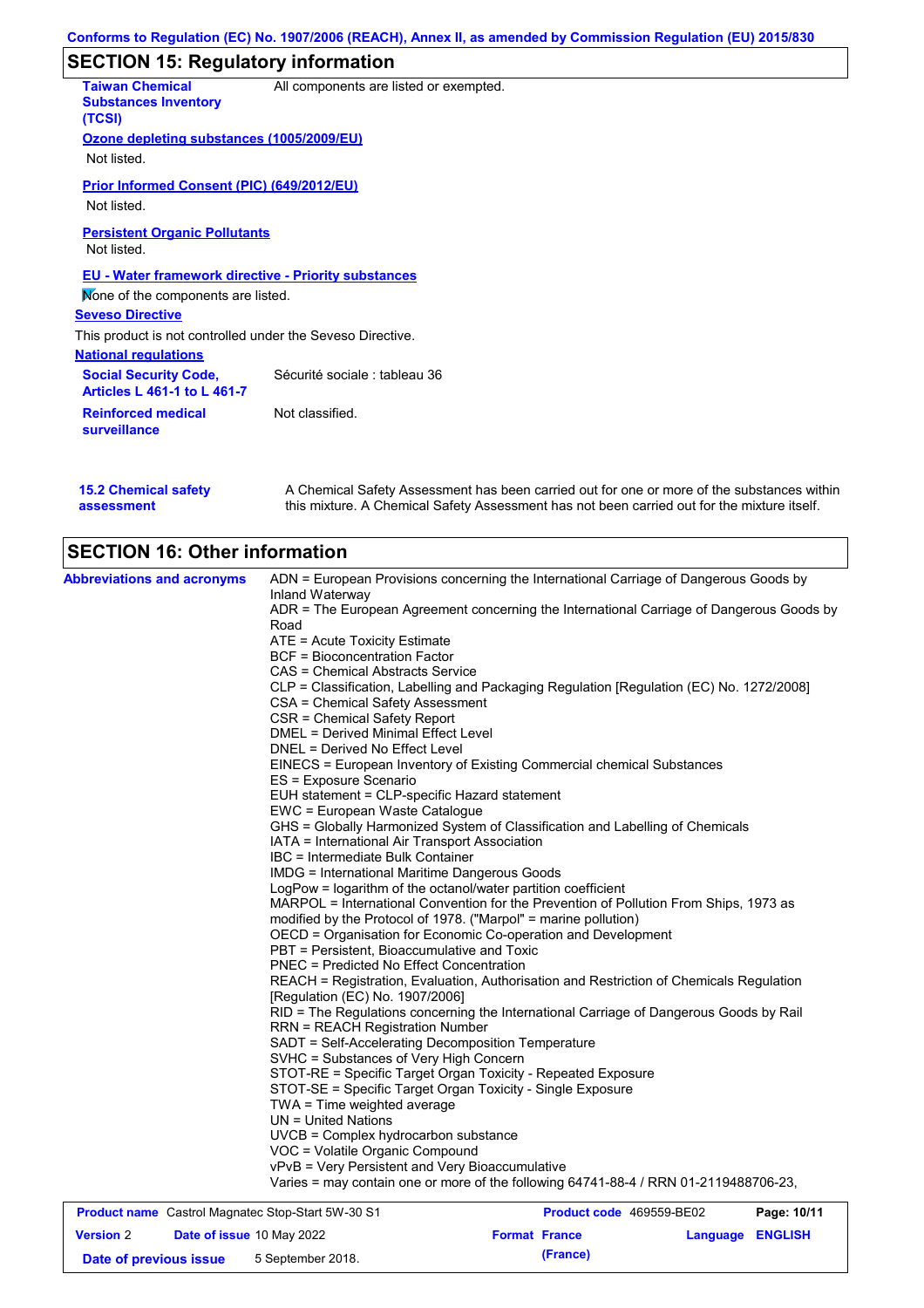## SECTION 15: Regulatory information

**Taiwan Chemical Substances Inventory (TCSI)**: All components are listed or exempted.

**Ozone depleting substances (1005/2009/EU)**

Not listed.

**Prior Informed Consent (PIC) (649/2012/EU)**

Not listed.

**Persistent Organic Pollutants**

Not listed.

**EU - Water framework directive - Priority substances**

None of the components are listed.

**Seveso Directive**

This product is not controlled under the Seveso Directive.

**National regulations**

**Social Security Code, Articles L 461-1 to L 461-7**: Sécurité sociale : tableau 36

**Reinforced medical surveillance**: Not classified.

**15.2 Chemical safety assessment**: A Chemical Safety Assessment has been carried out for one or more of the substances within this mixture. A Chemical Safety Assessment has not been carried out for the mixture itself.

## SECTION 16: Other information

**Abbreviations and acronyms**

ADN = European Provisions concerning the International Carriage of Dangerous Goods by Inland Waterway
ADR = The European Agreement concerning the International Carriage of Dangerous Goods by Road
ATE = Acute Toxicity Estimate
BCF = Bioconcentration Factor
CAS = Chemical Abstracts Service
CLP = Classification, Labelling and Packaging Regulation [Regulation (EC) No. 1272/2008]
CSA = Chemical Safety Assessment
CSR = Chemical Safety Report
DMEL = Derived Minimal Effect Level
DNEL = Derived No Effect Level
EINECS = European Inventory of Existing Commercial chemical Substances
ES = Exposure Scenario
EUH statement = CLP-specific Hazard statement
EWC = European Waste Catalogue
GHS = Globally Harmonized System of Classification and Labelling of Chemicals
IATA = International Air Transport Association
IBC = Intermediate Bulk Container
IMDG = International Maritime Dangerous Goods
LogPow = logarithm of the octanol/water partition coefficient
MARPOL = International Convention for the Prevention of Pollution From Ships, 1973 as modified by the Protocol of 1978. ("Marpol" = marine pollution)
OECD = Organisation for Economic Co-operation and Development
PBT = Persistent, Bioaccumulative and Toxic
PNEC = Predicted No Effect Concentration
REACH = Registration, Evaluation, Authorisation and Restriction of Chemicals Regulation [Regulation (EC) No. 1907/2006]
RID = The Regulations concerning the International Carriage of Dangerous Goods by Rail
RRN = REACH Registration Number
SADT = Self-Accelerating Decomposition Temperature
SVHC = Substances of Very High Concern
STOT-RE = Specific Target Organ Toxicity - Repeated Exposure
STOT-SE = Specific Target Organ Toxicity - Single Exposure
TWA = Time weighted average
UN = United Nations
UVCB = Complex hydrocarbon substance
VOC = Volatile Organic Compound
vPvB = Very Persistent and Very Bioaccumulative
Varies = may contain one or more of the following 64741-88-4 / RRN 01-2119488706-23,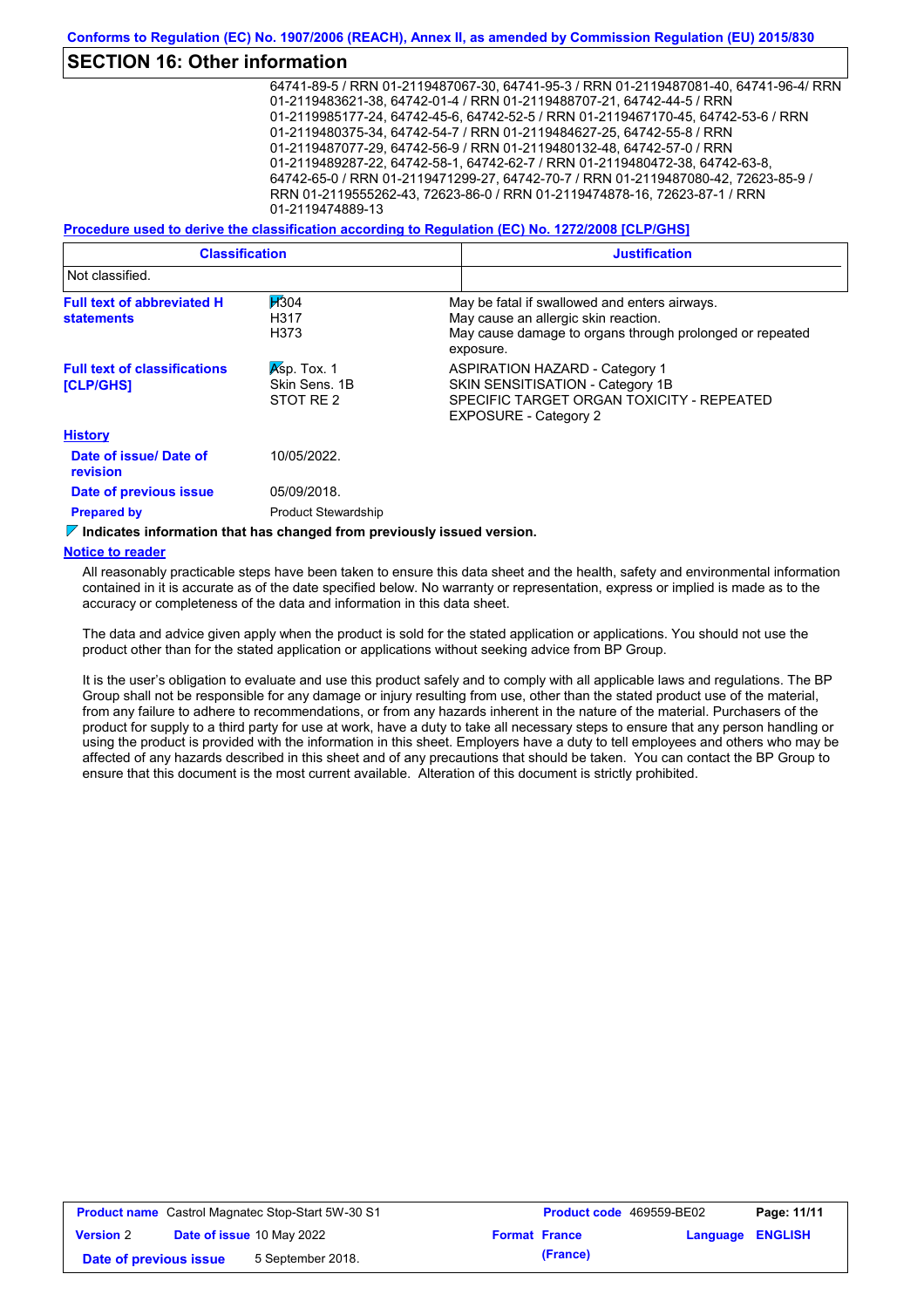## SECTION 16: Other information

64741-89-5 / RRN 01-2119487067-30, 64741-95-3 / RRN 01-2119487081-40, 64741-96-4/ RRN 01-2119483621-38, 64742-01-4 / RRN 01-2119488707-21, 64742-44-5 / RRN 01-2119985177-24, 64742-45-6, 64742-52-5 / RRN 01-2119467170-45, 64742-53-6 / RRN 01-2119480375-34, 64742-54-7 / RRN 01-2119484627-25, 64742-55-8 / RRN 01-2119487077-29, 64742-56-9 / RRN 01-2119480132-48, 64742-57-0 / RRN 01-2119489287-22, 64742-58-1, 64742-62-7 / RRN 01-2119480472-38, 64742-63-8, 64742-65-0 / RRN 01-2119471299-27, 64742-70-7 / RRN 01-2119487080-42, 72623-85-9 / RRN 01-2119555262-43, 72623-86-0 / RRN 01-2119474878-16, 72623-87-1 / RRN 01-2119474889-13

**Procedure used to derive the classification according to Regulation (EC) No. 1272/2008 [CLP/GHS]**

| Classification | Justification |
|---|---|
| Not classified. | |

**Full text of abbreviated H statements**

| | |
|---|---|
| H304 | May be fatal if swallowed and enters airways. |
| H317 | May cause an allergic skin reaction. |
| H373 | May cause damage to organs through prolonged or repeated exposure. |

**Full text of classifications [CLP/GHS]**

| | |
|---|---|
| Asp. Tox. 1 | ASPIRATION HAZARD - Category 1 |
| Skin Sens. 1B | SKIN SENSITISATION - Category 1B |
| STOT RE 2 | SPECIFIC TARGET ORGAN TOXICITY - REPEATED EXPOSURE - Category 2 |

**History**

**Date of issue/ Date of revision** 10/05/2022.

**Date of previous issue** 05/09/2018.

**Prepared by** Product Stewardship

**Indicates information that has changed from previously issued version.**

**Notice to reader**

All reasonably practicable steps have been taken to ensure this data sheet and the health, safety and environmental information contained in it is accurate as of the date specified below. No warranty or representation, express or implied is made as to the accuracy or completeness of the data and information in this data sheet.

The data and advice given apply when the product is sold for the stated application or applications. You should not use the product other than for the stated application or applications without seeking advice from BP Group.

It is the user's obligation to evaluate and use this product safely and to comply with all applicable laws and regulations. The BP Group shall not be responsible for any damage or injury resulting from use, other than the stated product use of the material, from any failure to adhere to recommendations, or from any hazards inherent in the nature of the material. Purchasers of the product for supply to a third party for use at work, have a duty to take all necessary steps to ensure that any person handling or using the product is provided with the information in this sheet. Employers have a duty to tell employees and others who may be affected of any hazards described in this sheet and of any precautions that should be taken. You can contact the BP Group to ensure that this document is the most current available. Alteration of this document is strictly prohibited.